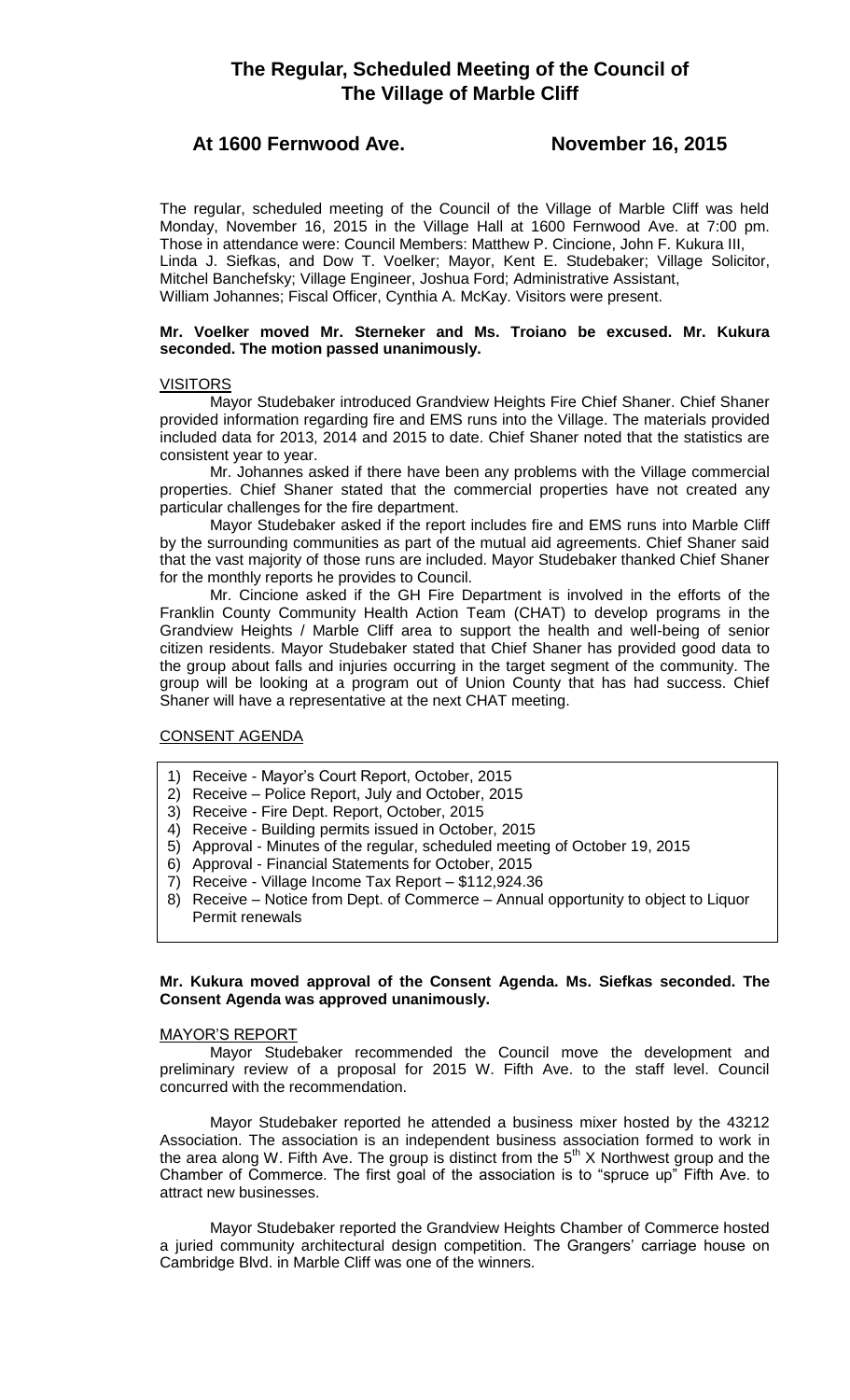# The Regular, Scheduled Meeting of the Council of The Village of Marble Cliff

## At 1600 Fernwood Ave. November 16, 2015

The regular, scheduled meeting of the Council of the Village of Marble Cliff was held Monday, November 16, 2015 in the Village Hall at 1600 Fernwood Ave. at 7:00 pm. Those in attendance were: Council Members: Matthew P. Cincione, John F. Kukura III, Linda J. Siefkas, and Dow T. Voelker; Mayor, Kent E. Studebaker; Village Solicitor, Mitchel Banchefsky; Village Engineer, Joshua Ford; Administrative Assistant, William Johannes; Fiscal Officer, Cynthia A. McKay. Visitors were present.

**Mr. Voelker moved Mr. Sterneker and Ms. Troiano be excused. Mr. Kukura seconded. The motion passed unanimously.**

VISITORS

Mayor Studebaker introduced Grandview Heights Fire Chief Shaner. Chief Shaner provided information regarding fire and EMS runs into the Village. The materials provided included data for 2013, 2014 and 2015 to date. Chief Shaner noted that the statistics are consistent year to year.

Mr. Johannes asked if there have been any problems with the Village commercial properties. Chief Shaner stated that the commercial properties have not created any particular challenges for the fire department.

Mayor Studebaker asked if the report includes fire and EMS runs into Marble Cliff by the surrounding communities as part of the mutual aid agreements. Chief Shaner said that the vast majority of those runs are included. Mayor Studebaker thanked Chief Shaner for the monthly reports he provides to Council.

Mr. Cincione asked if the GH Fire Department is involved in the efforts of the Franklin County Community Health Action Team (CHAT) to develop programs in the Grandview Heights / Marble Cliff area to support the health and well-being of senior citizen residents. Mayor Studebaker stated that Chief Shaner has provided good data to the group about falls and injuries occurring in the target segment of the community. The group will be looking at a program out of Union County that has had success. Chief Shaner will have a representative at the next CHAT meeting.

CONSENT AGENDA

1) Receive - Mayor's Court Report, October, 2015
2) Receive – Police Report, July and October, 2015
3) Receive - Fire Dept. Report, October, 2015
4) Receive - Building permits issued in October, 2015
5) Approval - Minutes of the regular, scheduled meeting of October 19, 2015
6) Approval - Financial Statements for October, 2015
7) Receive - Village Income Tax Report – $112,924.36
8) Receive – Notice from Dept. of Commerce – Annual opportunity to object to Liquor Permit renewals

**Mr. Kukura moved approval of the Consent Agenda. Ms. Siefkas seconded. The Consent Agenda was approved unanimously.**

MAYOR'S REPORT

Mayor Studebaker recommended the Council move the development and preliminary review of a proposal for 2015 W. Fifth Ave. to the staff level. Council concurred with the recommendation.

Mayor Studebaker reported he attended a business mixer hosted by the 43212 Association. The association is an independent business association formed to work in the area along W. Fifth Ave. The group is distinct from the 5th X Northwest group and the Chamber of Commerce. The first goal of the association is to "spruce up" Fifth Ave. to attract new businesses.

Mayor Studebaker reported the Grandview Heights Chamber of Commerce hosted a juried community architectural design competition. The Grangers' carriage house on Cambridge Blvd. in Marble Cliff was one of the winners.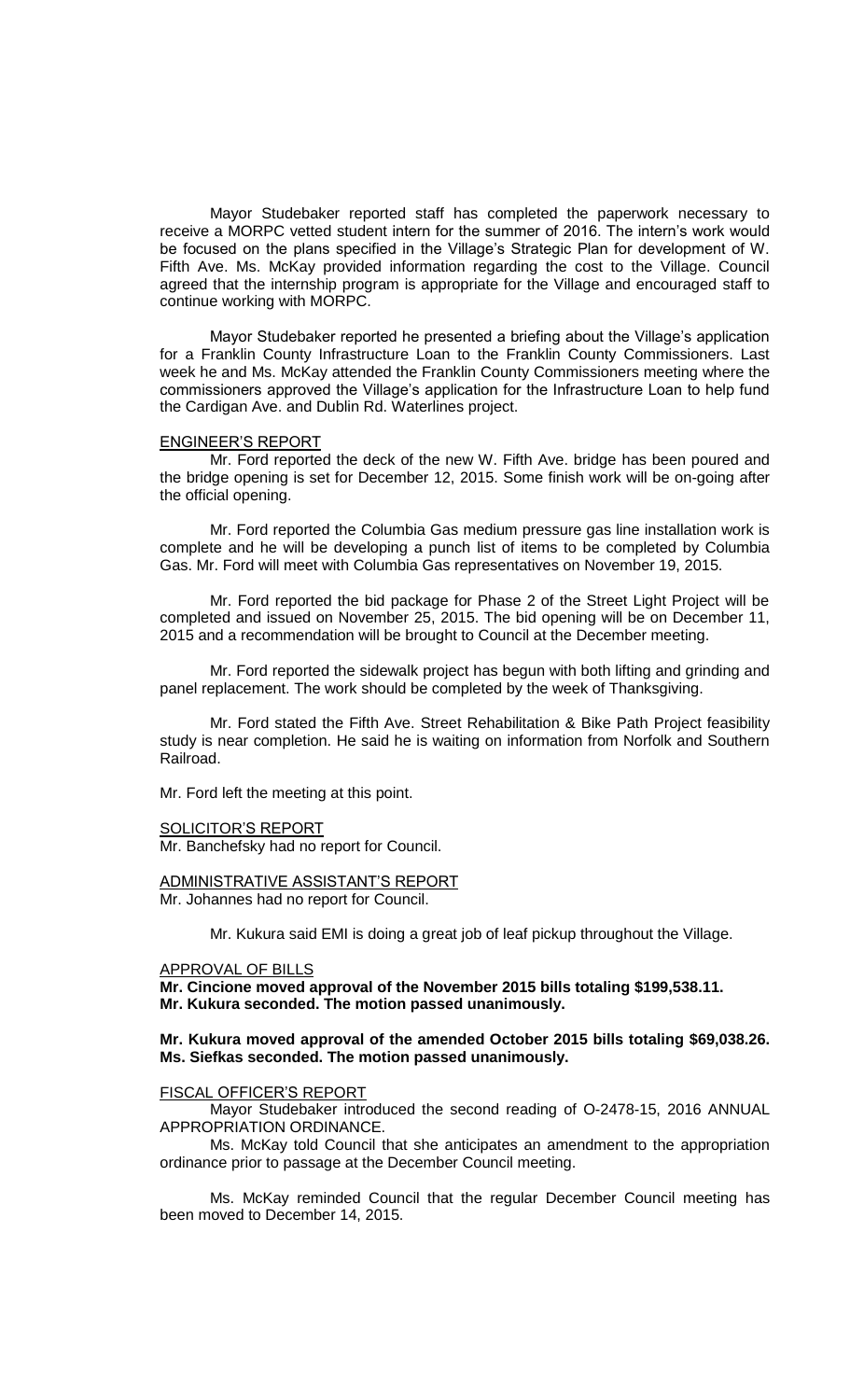Mayor Studebaker reported staff has completed the paperwork necessary to receive a MORPC vetted student intern for the summer of 2016. The intern's work would be focused on the plans specified in the Village's Strategic Plan for development of W. Fifth Ave. Ms. McKay provided information regarding the cost to the Village. Council agreed that the internship program is appropriate for the Village and encouraged staff to continue working with MORPC.

Mayor Studebaker reported he presented a briefing about the Village's application for a Franklin County Infrastructure Loan to the Franklin County Commissioners. Last week he and Ms. McKay attended the Franklin County Commissioners meeting where the commissioners approved the Village's application for the Infrastructure Loan to help fund the Cardigan Ave. and Dublin Rd. Waterlines project.

ENGINEER'S REPORT

Mr. Ford reported the deck of the new W. Fifth Ave. bridge has been poured and the bridge opening is set for December 12, 2015. Some finish work will be on-going after the official opening.

Mr. Ford reported the Columbia Gas medium pressure gas line installation work is complete and he will be developing a punch list of items to be completed by Columbia Gas. Mr. Ford will meet with Columbia Gas representatives on November 19, 2015.

Mr. Ford reported the bid package for Phase 2 of the Street Light Project will be completed and issued on November 25, 2015. The bid opening will be on December 11, 2015 and a recommendation will be brought to Council at the December meeting.

Mr. Ford reported the sidewalk project has begun with both lifting and grinding and panel replacement. The work should be completed by the week of Thanksgiving.

Mr. Ford stated the Fifth Ave. Street Rehabilitation & Bike Path Project feasibility study is near completion. He said he is waiting on information from Norfolk and Southern Railroad.

Mr. Ford left the meeting at this point.

SOLICITOR'S REPORT

Mr. Banchefsky had no report for Council.

ADMINISTRATIVE ASSISTANT'S REPORT

Mr. Johannes had no report for Council.

Mr. Kukura said EMI is doing a great job of leaf pickup throughout the Village.

APPROVAL OF BILLS

**Mr. Cincione moved approval of the November 2015 bills totaling $199,538.11. Mr. Kukura seconded. The motion passed unanimously.**

**Mr. Kukura moved approval of the amended October 2015 bills totaling $69,038.26. Ms. Siefkas seconded. The motion passed unanimously.**

FISCAL OFFICER'S REPORT

Mayor Studebaker introduced the second reading of O-2478-15, 2016 ANNUAL APPROPRIATION ORDINANCE.

Ms. McKay told Council that she anticipates an amendment to the appropriation ordinance prior to passage at the December Council meeting.

Ms. McKay reminded Council that the regular December Council meeting has been moved to December 14, 2015.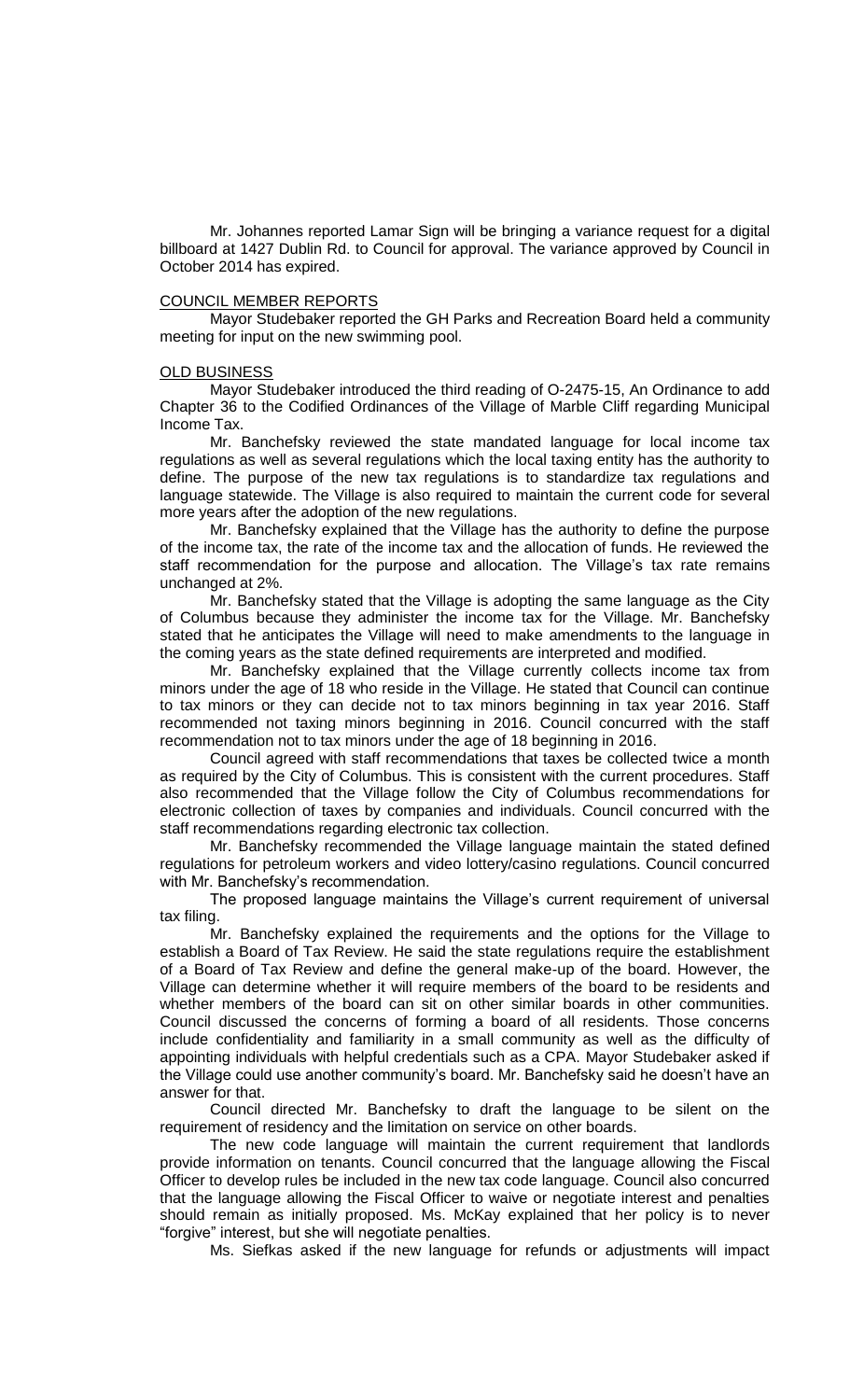Mr. Johannes reported Lamar Sign will be bringing a variance request for a digital billboard at 1427 Dublin Rd. to Council for approval. The variance approved by Council in October 2014 has expired.

COUNCIL MEMBER REPORTS

Mayor Studebaker reported the GH Parks and Recreation Board held a community meeting for input on the new swimming pool.

OLD BUSINESS

Mayor Studebaker introduced the third reading of O-2475-15, An Ordinance to add Chapter 36 to the Codified Ordinances of the Village of Marble Cliff regarding Municipal Income Tax.

Mr. Banchefsky reviewed the state mandated language for local income tax regulations as well as several regulations which the local taxing entity has the authority to define. The purpose of the new tax regulations is to standardize tax regulations and language statewide. The Village is also required to maintain the current code for several more years after the adoption of the new regulations.

Mr. Banchefsky explained that the Village has the authority to define the purpose of the income tax, the rate of the income tax and the allocation of funds. He reviewed the staff recommendation for the purpose and allocation. The Village's tax rate remains unchanged at 2%.

Mr. Banchefsky stated that the Village is adopting the same language as the City of Columbus because they administer the income tax for the Village. Mr. Banchefsky stated that he anticipates the Village will need to make amendments to the language in the coming years as the state defined requirements are interpreted and modified.

Mr. Banchefsky explained that the Village currently collects income tax from minors under the age of 18 who reside in the Village. He stated that Council can continue to tax minors or they can decide not to tax minors beginning in tax year 2016. Staff recommended not taxing minors beginning in 2016. Council concurred with the staff recommendation not to tax minors under the age of 18 beginning in 2016.

Council agreed with staff recommendations that taxes be collected twice a month as required by the City of Columbus. This is consistent with the current procedures. Staff also recommended that the Village follow the City of Columbus recommendations for electronic collection of taxes by companies and individuals. Council concurred with the staff recommendations regarding electronic tax collection.

Mr. Banchefsky recommended the Village language maintain the stated defined regulations for petroleum workers and video lottery/casino regulations. Council concurred with Mr. Banchefsky's recommendation.

The proposed language maintains the Village's current requirement of universal tax filing.

Mr. Banchefsky explained the requirements and the options for the Village to establish a Board of Tax Review. He said the state regulations require the establishment of a Board of Tax Review and define the general make-up of the board. However, the Village can determine whether it will require members of the board to be residents and whether members of the board can sit on other similar boards in other communities. Council discussed the concerns of forming a board of all residents. Those concerns include confidentiality and familiarity in a small community as well as the difficulty of appointing individuals with helpful credentials such as a CPA. Mayor Studebaker asked if the Village could use another community's board. Mr. Banchefsky said he doesn't have an answer for that.

Council directed Mr. Banchefsky to draft the language to be silent on the requirement of residency and the limitation on service on other boards.

The new code language will maintain the current requirement that landlords provide information on tenants. Council concurred that the language allowing the Fiscal Officer to develop rules be included in the new tax code language. Council also concurred that the language allowing the Fiscal Officer to waive or negotiate interest and penalties should remain as initially proposed. Ms. McKay explained that her policy is to never "forgive" interest, but she will negotiate penalties.

Ms. Siefkas asked if the new language for refunds or adjustments will impact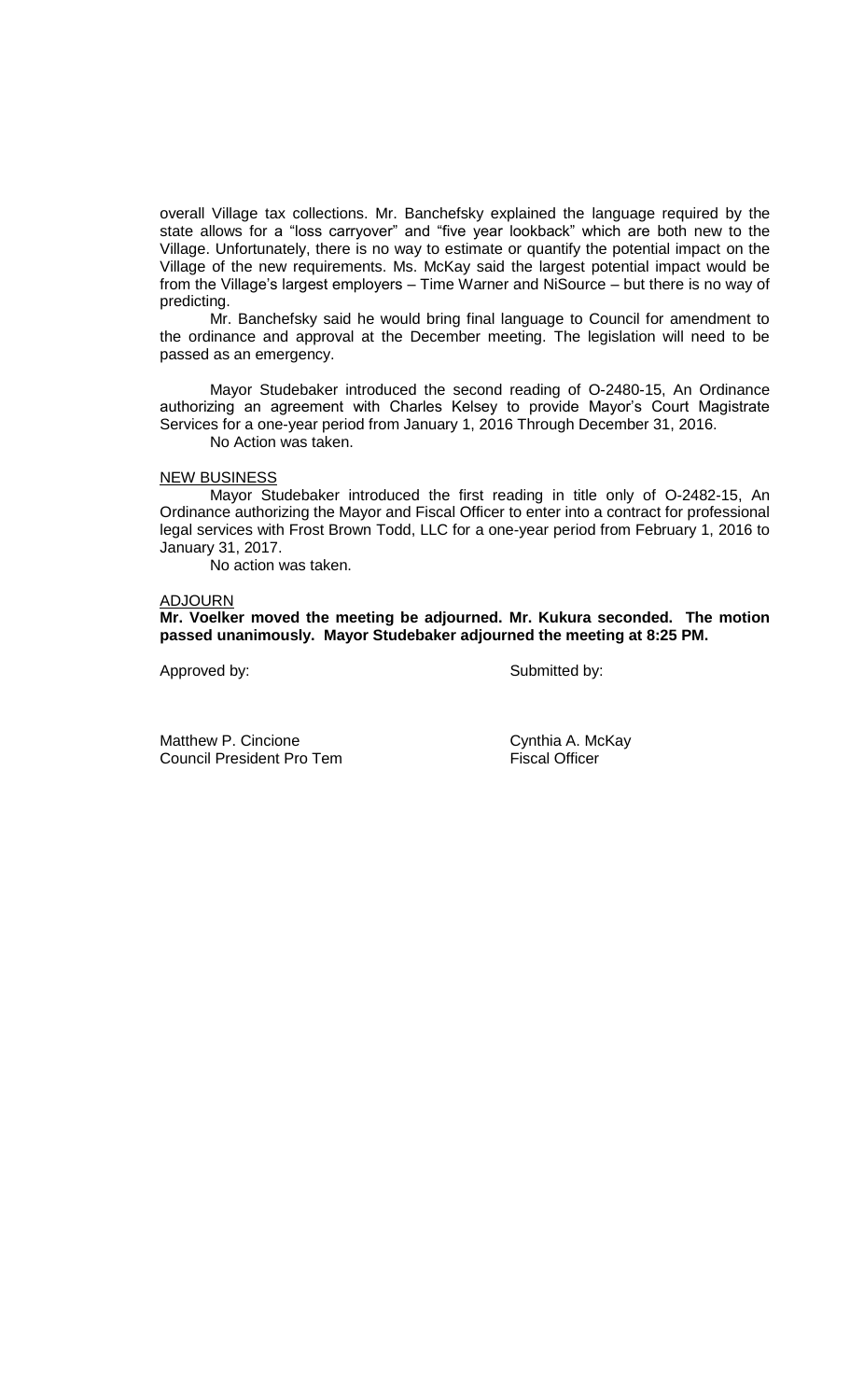overall Village tax collections. Mr. Banchefsky explained the language required by the state allows for a "loss carryover" and "five year lookback" which are both new to the Village. Unfortunately, there is no way to estimate or quantify the potential impact on the Village of the new requirements. Ms. McKay said the largest potential impact would be from the Village's largest employers – Time Warner and NiSource – but there is no way of predicting.

Mr. Banchefsky said he would bring final language to Council for amendment to the ordinance and approval at the December meeting. The legislation will need to be passed as an emergency.

Mayor Studebaker introduced the second reading of O-2480-15, An Ordinance authorizing an agreement with Charles Kelsey to provide Mayor's Court Magistrate Services for a one-year period from January 1, 2016 Through December 31, 2016.

No Action was taken.

NEW BUSINESS

Mayor Studebaker introduced the first reading in title only of O-2482-15, An Ordinance authorizing the Mayor and Fiscal Officer to enter into a contract for professional legal services with Frost Brown Todd, LLC for a one-year period from February 1, 2016 to January 31, 2017.

No action was taken.

ADJOURN

**Mr. Voelker moved the meeting be adjourned. Mr. Kukura seconded. The motion passed unanimously. Mayor Studebaker adjourned the meeting at 8:25 PM.**

Approved by: Submitted by:

Matthew P. Cincione
Council President Pro Tem

Cynthia A. McKay
Fiscal Officer